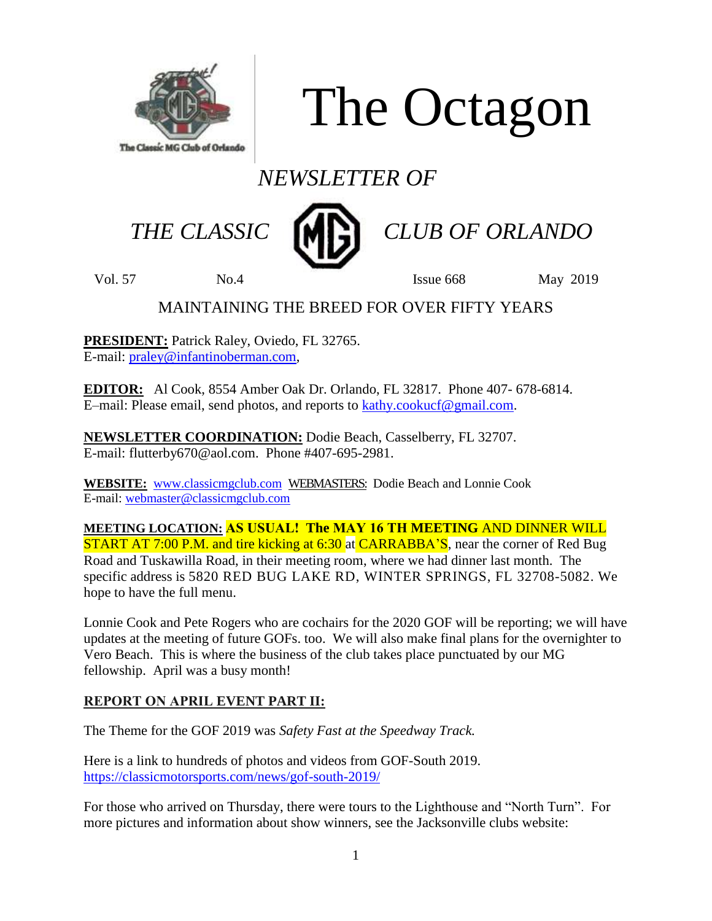# The Octagon

## *NEWSLETTER OF*

## *THE CLASSIC MG CLUB OF ORLANDO*

Vol. 57 No.4 Issue 668 May 2019

MAINTAINING THE BREED FOR OVER FIFTY YEARS

**PRESIDENT:** Patrick Raley, Oviedo, FL 32765.
E-mail: praley@infantinoberman.com,

**EDITOR:** Al Cook, 8554 Amber Oak Dr. Orlando, FL 32817. Phone 407- 678-6814.
E–mail: Please email, send photos, and reports to kathy.cookucf@gmail.com.

**NEWSLETTER COORDINATION:** Dodie Beach, Casselberry, FL 32707.
E-mail: flutterby670@aol.com. Phone #407-695-2981.

**WEBSITE:** www.classicmgclub.com WEBMASTERS: Dodie Beach and Lonnie Cook
E-mail: webmaster@classicmgclub.com

**MEETING LOCATION:** **AS USUAL! The MAY 16 TH MEETING** AND DINNER WILL START AT 7:00 P.M. and tire kicking at 6:30 at CARRABBA'S, near the corner of Red Bug Road and Tuskawilla Road, in their meeting room, where we had dinner last month. The specific address is 5820 RED BUG LAKE RD, WINTER SPRINGS, FL 32708-5082. We hope to have the full menu.

Lonnie Cook and Pete Rogers who are cochairs for the 2020 GOF will be reporting; we will have updates at the meeting of future GOFs. too. We will also make final plans for the overnighter to Vero Beach. This is where the business of the club takes place punctuated by our MG fellowship. April was a busy month!

**REPORT ON APRIL EVENT PART II:**

The Theme for the GOF 2019 was *Safety Fast at the Speedway Track.*

Here is a link to hundreds of photos and videos from GOF-South 2019.
https://classicmotorsports.com/news/gof-south-2019/

For those who arrived on Thursday, there were tours to the Lighthouse and "North Turn". For more pictures and information about show winners, see the Jacksonville clubs website: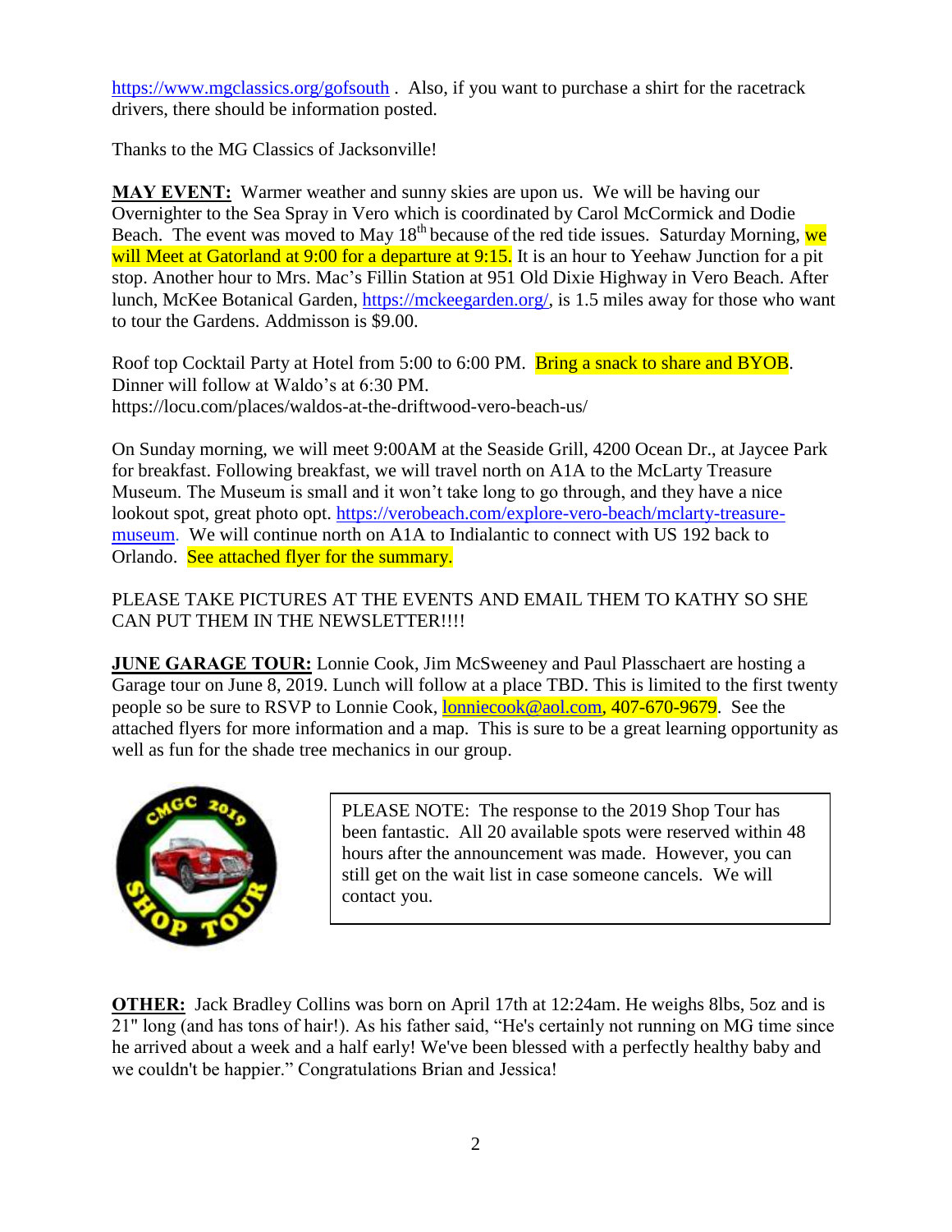https://www.mgclassics.org/gofsouth . Also, if you want to purchase a shirt for the racetrack drivers, there should be information posted.

Thanks to the MG Classics of Jacksonville!

**MAY EVENT:** Warmer weather and sunny skies are upon us. We will be having our Overnighter to the Sea Spray in Vero which is coordinated by Carol McCormick and Dodie Beach. The event was moved to May 18th because of the red tide issues. Saturday Morning, we will Meet at Gatorland at 9:00 for a departure at 9:15. It is an hour to Yeehaw Junction for a pit stop. Another hour to Mrs. Mac's Fillin Station at 951 Old Dixie Highway in Vero Beach. After lunch, McKee Botanical Garden, https://mckeegarden.org/, is 1.5 miles away for those who want to tour the Gardens. Addmisson is $9.00.

Roof top Cocktail Party at Hotel from 5:00 to 6:00 PM. Bring a snack to share and BYOB. Dinner will follow at Waldo's at 6:30 PM.
https://locu.com/places/waldos-at-the-driftwood-vero-beach-us/

On Sunday morning, we will meet 9:00AM at the Seaside Grill, 4200 Ocean Dr., at Jaycee Park for breakfast. Following breakfast, we will travel north on A1A to the McLarty Treasure Museum. The Museum is small and it won't take long to go through, and they have a nice lookout spot, great photo opt. https://verobeach.com/explore-vero-beach/mclarty-treasure-museum. We will continue north on A1A to Indialantic to connect with US 192 back to Orlando. See attached flyer for the summary.

PLEASE TAKE PICTURES AT THE EVENTS AND EMAIL THEM TO KATHY SO SHE CAN PUT THEM IN THE NEWSLETTER!!!!

**JUNE GARAGE TOUR:** Lonnie Cook, Jim McSweeney and Paul Plasschaert are hosting a Garage tour on June 8, 2019. Lunch will follow at a place TBD. This is limited to the first twenty people so be sure to RSVP to Lonnie Cook, lonniecook@aol.com, 407-670-9679. See the attached flyers for more information and a map. This is sure to be a great learning opportunity as well as fun for the shade tree mechanics in our group.

> PLEASE NOTE: The response to the 2019 Shop Tour has been fantastic. All 20 available spots were reserved within 48 hours after the announcement was made. However, you can still get on the wait list in case someone cancels. We will contact you.

**OTHER:** Jack Bradley Collins was born on April 17th at 12:24am. He weighs 8lbs, 5oz and is 21" long (and has tons of hair!). As his father said, "He's certainly not running on MG time since he arrived about a week and a half early! We've been blessed with a perfectly healthy baby and we couldn't be happier." Congratulations Brian and Jessica!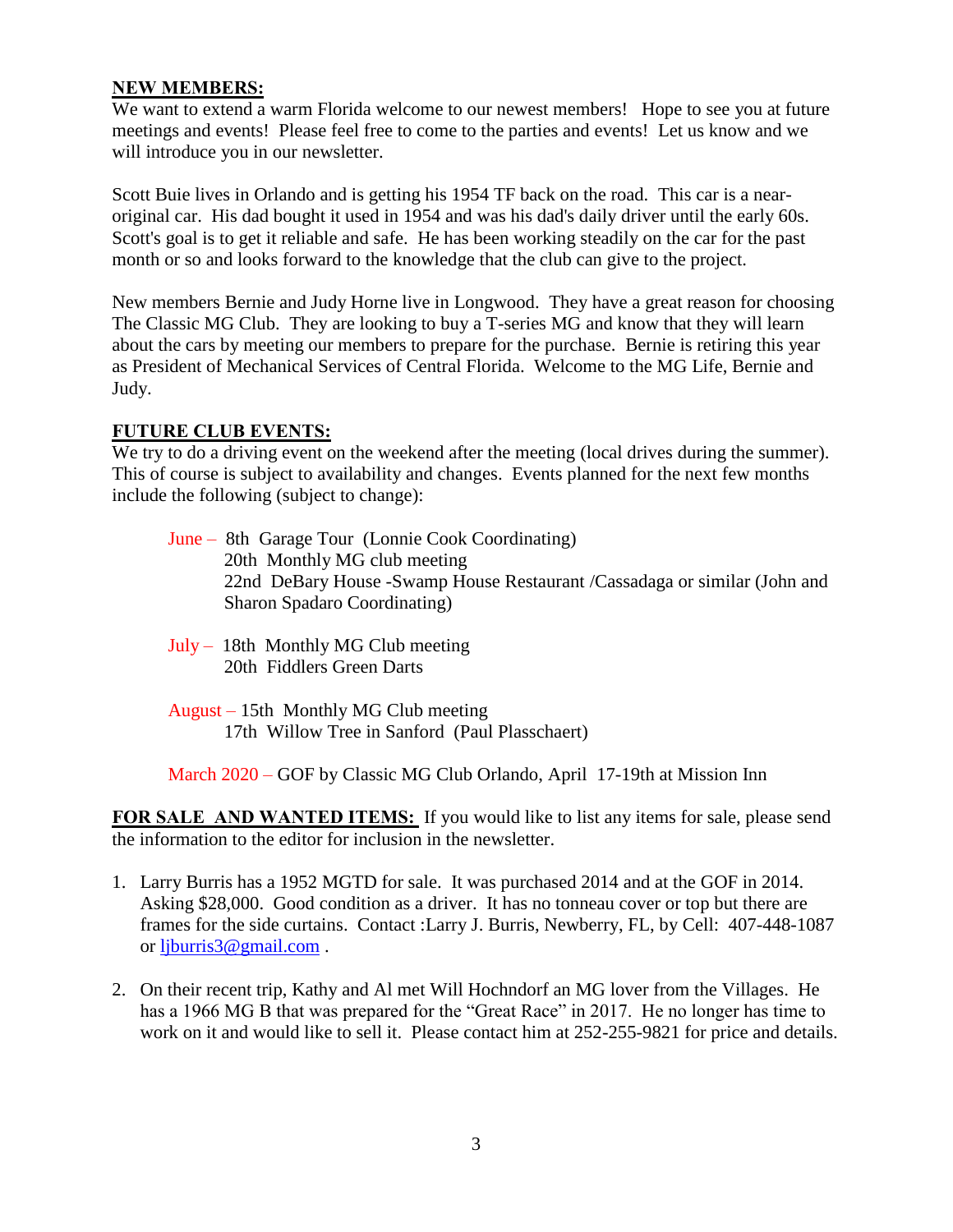## NEW MEMBERS:

We want to extend a warm Florida welcome to our newest members! Hope to see you at future meetings and events! Please feel free to come to the parties and events! Let us know and we will introduce you in our newsletter.

Scott Buie lives in Orlando and is getting his 1954 TF back on the road. This car is a near-original car. His dad bought it used in 1954 and was his dad's daily driver until the early 60s. Scott's goal is to get it reliable and safe. He has been working steadily on the car for the past month or so and looks forward to the knowledge that the club can give to the project.

New members Bernie and Judy Horne live in Longwood. They have a great reason for choosing The Classic MG Club. They are looking to buy a T-series MG and know that they will learn about the cars by meeting our members to prepare for the purchase. Bernie is retiring this year as President of Mechanical Services of Central Florida. Welcome to the MG Life, Bernie and Judy.

## FUTURE CLUB EVENTS:

We try to do a driving event on the weekend after the meeting (local drives during the summer). This of course is subject to availability and changes. Events planned for the next few months include the following (subject to change):

June – 8th Garage Tour (Lonnie Cook Coordinating)
20th Monthly MG club meeting
22nd DeBary House -Swamp House Restaurant /Cassadaga or similar (John and Sharon Spadaro Coordinating)

July – 18th Monthly MG Club meeting
20th Fiddlers Green Darts

August – 15th Monthly MG Club meeting
17th Willow Tree in Sanford (Paul Plasschaert)

March 2020 – GOF by Classic MG Club Orlando, April 17-19th at Mission Inn

**FOR SALE AND WANTED ITEMS:** If you would like to list any items for sale, please send the information to the editor for inclusion in the newsletter.

1. Larry Burris has a 1952 MGTD for sale. It was purchased 2014 and at the GOF in 2014. Asking $28,000. Good condition as a driver. It has no tonneau cover or top but there are frames for the side curtains. Contact :Larry J. Burris, Newberry, FL, by Cell: 407-448-1087 or ljburris3@gmail.com .

2. On their recent trip, Kathy and Al met Will Hochndorf an MG lover from the Villages. He has a 1966 MG B that was prepared for the "Great Race" in 2017. He no longer has time to work on it and would like to sell it. Please contact him at 252-255-9821 for price and details.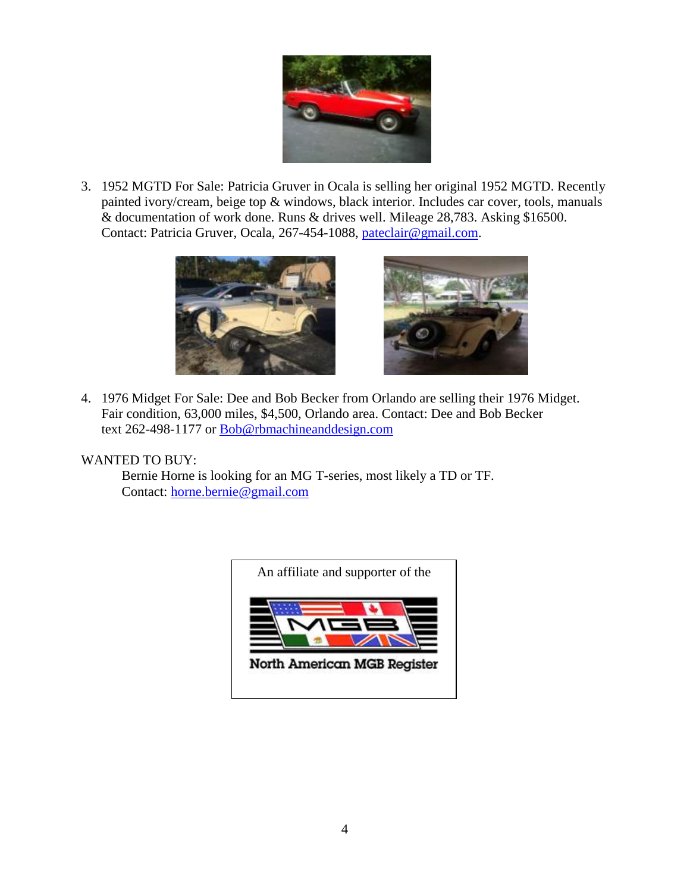3. 1952 MGTD For Sale: Patricia Gruver in Ocala is selling her original 1952 MGTD. Recently painted ivory/cream, beige top & windows, black interior. Includes car cover, tools, manuals & documentation of work done. Runs & drives well. Mileage 28,783. Asking $16500. Contact: Patricia Gruver, Ocala, 267-454-1088, pateclair@gmail.com.

4. 1976 Midget For Sale: Dee and Bob Becker from Orlando are selling their 1976 Midget. Fair condition, 63,000 miles, $4,500, Orlando area. Contact: Dee and Bob Becker text 262-498-1177 or Bob@rbmachineanddesign.com

WANTED TO BUY:

Bernie Horne is looking for an MG T-series, most likely a TD or TF.
Contact: horne.bernie@gmail.com

An affiliate and supporter of the

North American MGB Register